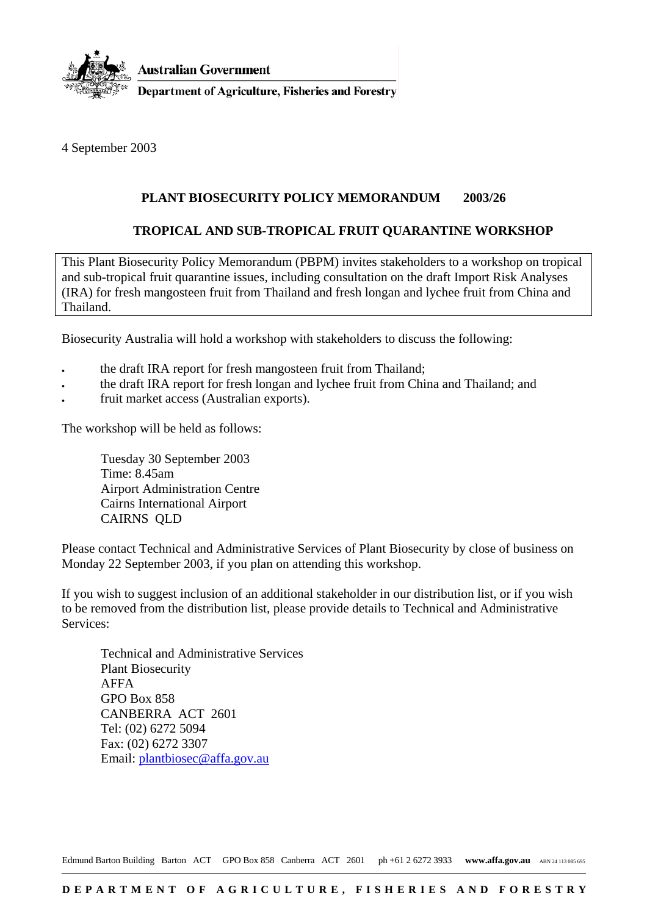**Australian Government**

**Department of Agriculture, Fisheries and Forestry**

4 September 2003

**PLANT BIOSECURITY POLICY MEMORANDUM 2003/26**

**TROPICAL AND SUB-TROPICAL FRUIT QUARANTINE WORKSHOP**

This Plant Biosecurity Policy Memorandum (PBPM) invites stakeholders to a workshop on tropical and sub-tropical fruit quarantine issues, including consultation on the draft Import Risk Analyses (IRA) for fresh mangosteen fruit from Thailand and fresh longan and lychee fruit from China and Thailand.

Biosecurity Australia will hold a workshop with stakeholders to discuss the following:

- the draft IRA report for fresh mangosteen fruit from Thailand;
- the draft IRA report for fresh longan and lychee fruit from China and Thailand; and
- fruit market access (Australian exports).

The workshop will be held as follows:

Tuesday 30 September 2003
Time: 8.45am
Airport Administration Centre
Cairns International Airport
CAIRNS QLD

Please contact Technical and Administrative Services of Plant Biosecurity by close of business on Monday 22 September 2003, if you plan on attending this workshop.

If you wish to suggest inclusion of an additional stakeholder in our distribution list, or if you wish to be removed from the distribution list, please provide details to Technical and Administrative Services:

Technical and Administrative Services
Plant Biosecurity
AFFA
GPO Box 858
CANBERRA ACT 2601
Tel: (02) 6272 5094
Fax: (02) 6272 3307
Email: plantbiosec@affa.gov.au

Edmund Barton Building Barton ACT GPO Box 858 Canberra ACT 2601 ph +61 2 6272 3933 **www.affa.gov.au** ABN 24 113 085 695

**DEPARTMENT OF AGRICULTURE, FISHERIES AND FORESTRY**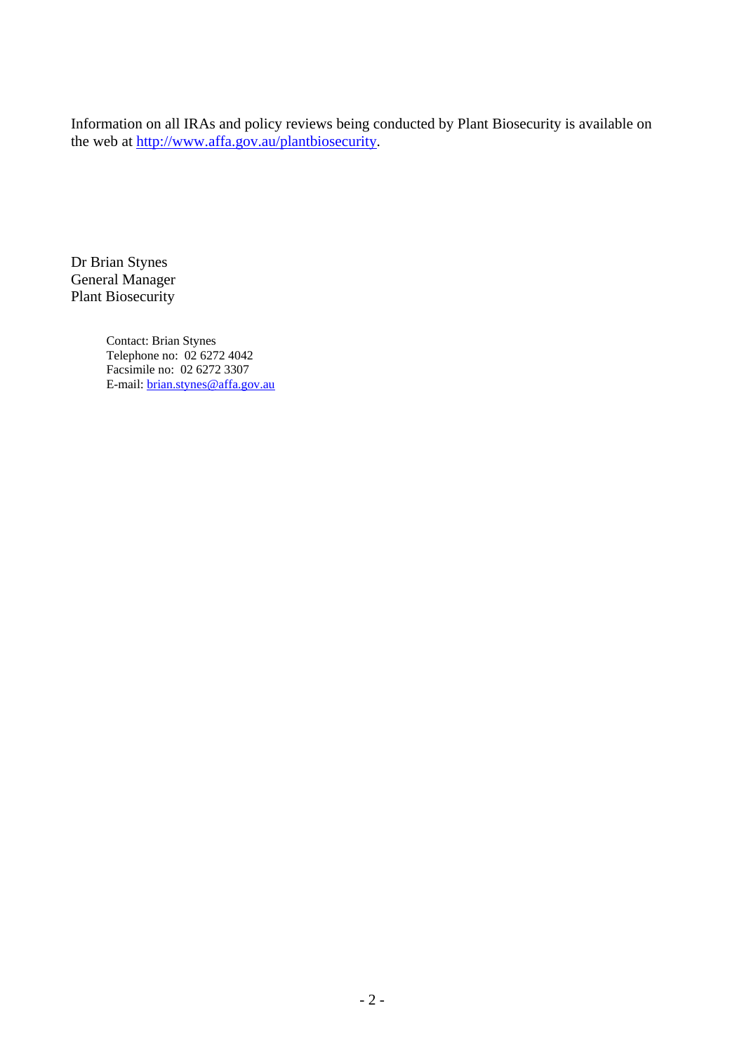Information on all IRAs and policy reviews being conducted by Plant Biosecurity is available on the web at http://www.affa.gov.au/plantbiosecurity.

Dr Brian Stynes
General Manager
Plant Biosecurity

Contact: Brian Stynes
Telephone no: 02 6272 4042
Facsimile no: 02 6272 3307
E-mail: brian.stynes@affa.gov.au